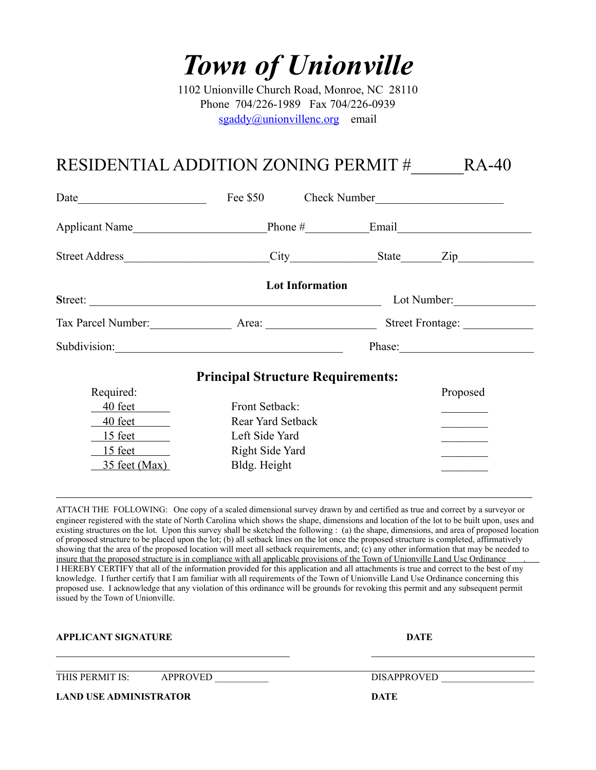# *Town of Unionville*

1102 Unionville Church Road, Monroe, NC 28110
Phone 704/226-1989 Fax 704/226-0939
sgaddy@unionvillenc.org email

## RESIDENTIAL ADDITION ZONING PERMIT #______RA-40

Date______________________ Fee $50 Check Number______________________

Applicant Name______________________Phone #__________Email______________________

Street Address______________________City______________State______Zip____________

**Lot Information**

Street: ______________________________________________ Lot Number:______________

Tax Parcel Number:______________ Area: __________________ Street Frontage: ____________

Subdivision:______________________________________ Phase:______________________

### Principal Structure Requirements:

| Required: | | Proposed |
|---|---|---|
| 40 feet | Front Setback: | ________ |
| 40 feet | Rear Yard Setback | ________ |
| 15 feet | Left Side Yard | ________ |
| 15 feet | Right Side Yard | ________ |
| 35 feet (Max) | Bldg. Height | ________ |

---

ATTACH THE FOLLOWING: One copy of a scaled dimensional survey drawn by and certified as true and correct by a surveyor or engineer registered with the state of North Carolina which shows the shape, dimensions and location of the lot to be built upon, uses and existing structures on the lot. Upon this survey shall be sketched the following : (a) the shape, dimensions, and area of proposed location of proposed structure to be placed upon the lot; (b) all setback lines on the lot once the proposed structure is completed, affirmatively showing that the area of the proposed location will meet all setback requirements, and; (c) any other information that may be needed to insure that the proposed structure is in compliance with all applicable provisions of the Town of Unionville Land Use Ordinance .

I HEREBY CERTIFY that all of the information provided for this application and all attachments is true and correct to the best of my knowledge. I further certify that I am familiar with all requirements of the Town of Unionville Land Use Ordinance concerning this proposed use. I acknowledge that any violation of this ordinance will be grounds for revoking this permit and any subsequent permit issued by the Town of Unionville.

**APPLICANT SIGNATURE** **DATE**

______________________________________________ ________________________________

THIS PERMIT IS: APPROVED __________ DISAPPROVED __________________

**LAND USE ADMINISTRATOR** **DATE**